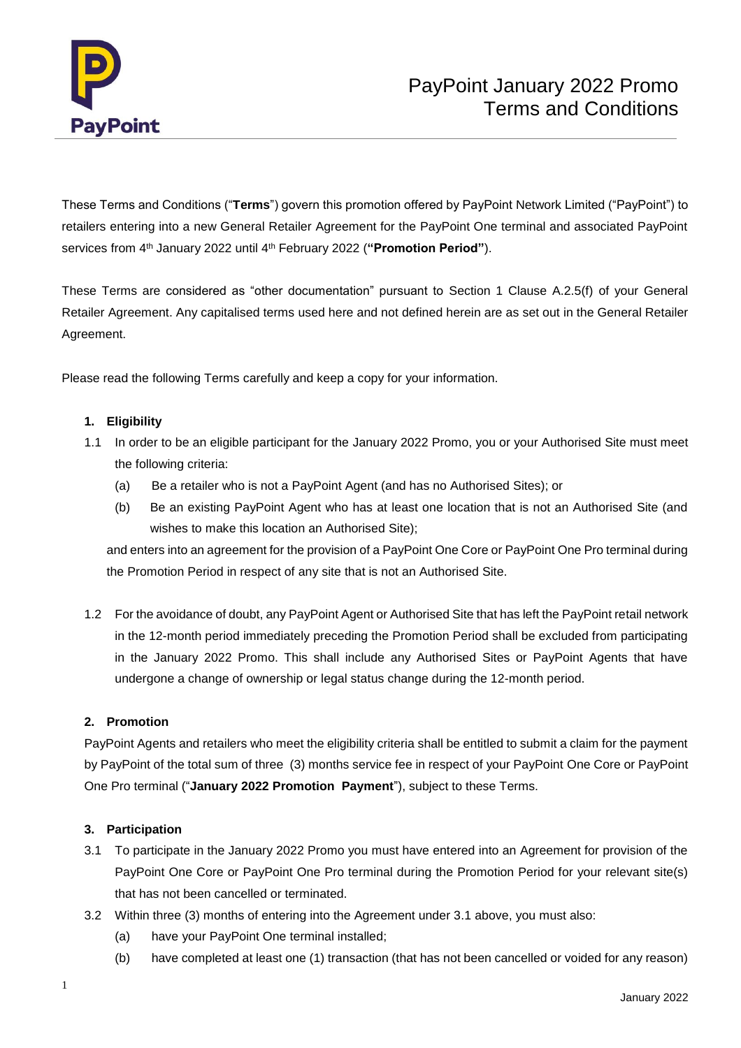# PayPoint January 2022 Promo Terms and Conditions

These Terms and Conditions ("**Terms**") govern this promotion offered by PayPoint Network Limited ("PayPoint") to retailers entering into a new General Retailer Agreement for the PayPoint One terminal and associated PayPoint services from 4th January 2022 until 4th February 2022 (**"Promotion Period"**).

These Terms are considered as "other documentation" pursuant to Section 1 Clause A.2.5(f) of your General Retailer Agreement. Any capitalised terms used here and not defined herein are as set out in the General Retailer Agreement.

Please read the following Terms carefully and keep a copy for your information.

**1. Eligibility**

1.1 In order to be an eligible participant for the January 2022 Promo, you or your Authorised Site must meet the following criteria:

   (a) Be a retailer who is not a PayPoint Agent (and has no Authorised Sites); or

   (b) Be an existing PayPoint Agent who has at least one location that is not an Authorised Site (and wishes to make this location an Authorised Site);

   and enters into an agreement for the provision of a PayPoint One Core or PayPoint One Pro terminal during the Promotion Period in respect of any site that is not an Authorised Site.

1.2 For the avoidance of doubt, any PayPoint Agent or Authorised Site that has left the PayPoint retail network in the 12-month period immediately preceding the Promotion Period shall be excluded from participating in the January 2022 Promo. This shall include any Authorised Sites or PayPoint Agents that have undergone a change of ownership or legal status change during the 12-month period.

**2. Promotion**

PayPoint Agents and retailers who meet the eligibility criteria shall be entitled to submit a claim for the payment by PayPoint of the total sum of three (3) months service fee in respect of your PayPoint One Core or PayPoint One Pro terminal ("**January 2022 Promotion Payment**"), subject to these Terms.

**3. Participation**

3.1 To participate in the January 2022 Promo you must have entered into an Agreement for provision of the PayPoint One Core or PayPoint One Pro terminal during the Promotion Period for your relevant site(s) that has not been cancelled or terminated.

3.2 Within three (3) months of entering into the Agreement under 3.1 above, you must also:

   (a) have your PayPoint One terminal installed;

   (b) have completed at least one (1) transaction (that has not been cancelled or voided for any reason)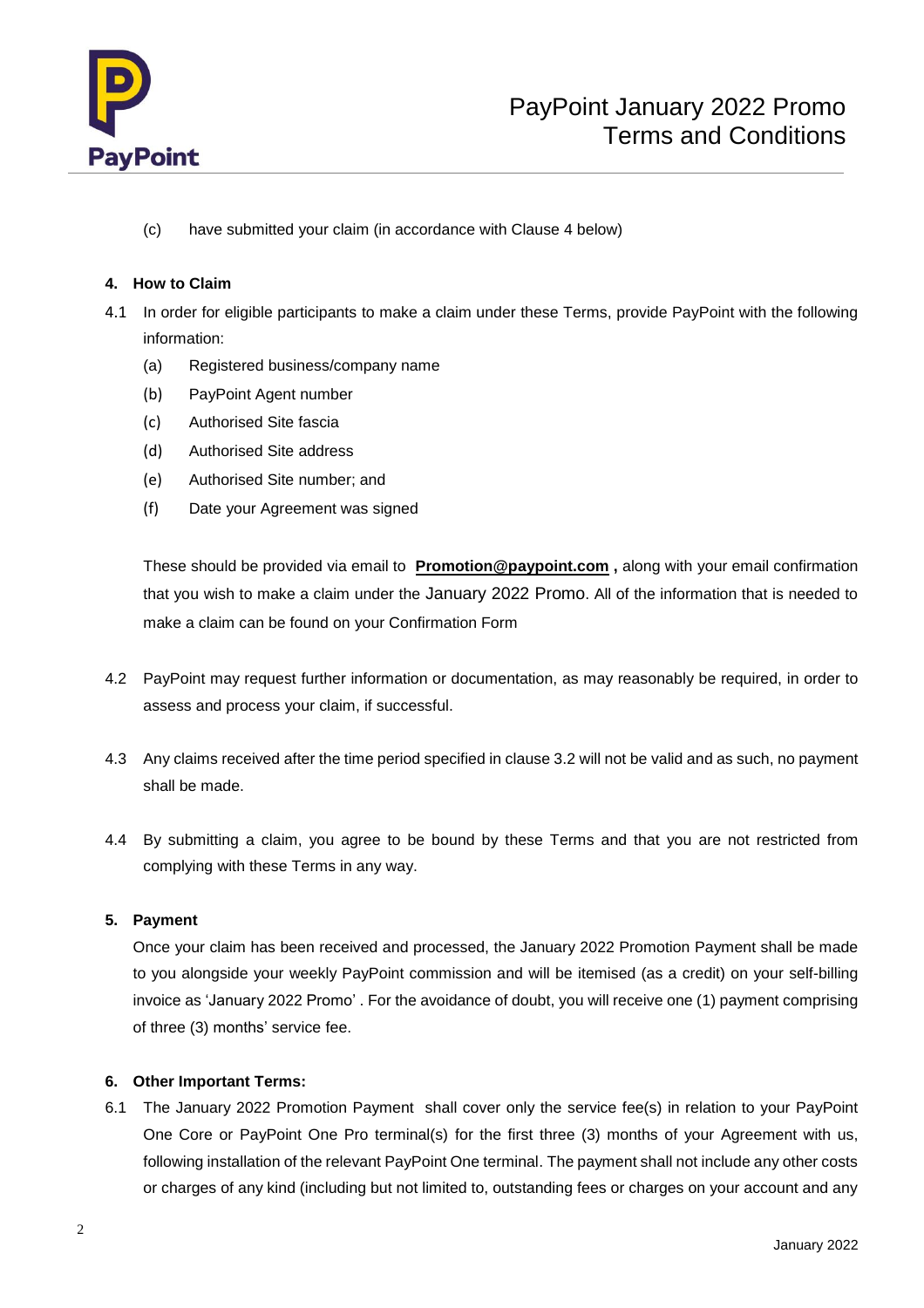(c) have submitted your claim (in accordance with Clause 4 below)

**4. How to Claim**

4.1 In order for eligible participants to make a claim under these Terms, provide PayPoint with the following information:

(a) Registered business/company name

(b) PayPoint Agent number

(c) Authorised Site fascia

(d) Authorised Site address

(e) Authorised Site number; and

(f) Date your Agreement was signed

These should be provided via email to **Promotion@paypoint.com ,** along with your email confirmation that you wish to make a claim under the January 2022 Promo. All of the information that is needed to make a claim can be found on your Confirmation Form

4.2 PayPoint may request further information or documentation, as may reasonably be required, in order to assess and process your claim, if successful.

4.3 Any claims received after the time period specified in clause 3.2 will not be valid and as such, no payment shall be made.

4.4 By submitting a claim, you agree to be bound by these Terms and that you are not restricted from complying with these Terms in any way.

**5. Payment**

Once your claim has been received and processed, the January 2022 Promotion Payment shall be made to you alongside your weekly PayPoint commission and will be itemised (as a credit) on your self-billing invoice as 'January 2022 Promo' . For the avoidance of doubt, you will receive one (1) payment comprising of three (3) months' service fee.

**6. Other Important Terms:**

6.1 The January 2022 Promotion Payment shall cover only the service fee(s) in relation to your PayPoint One Core or PayPoint One Pro terminal(s) for the first three (3) months of your Agreement with us, following installation of the relevant PayPoint One terminal. The payment shall not include any other costs or charges of any kind (including but not limited to, outstanding fees or charges on your account and any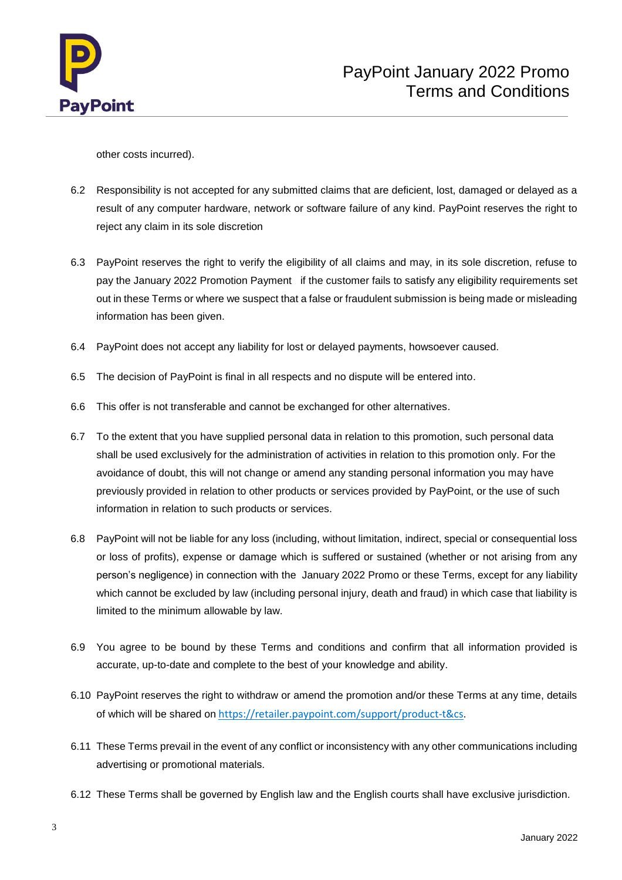other costs incurred).

6.2 Responsibility is not accepted for any submitted claims that are deficient, lost, damaged or delayed as a result of any computer hardware, network or software failure of any kind. PayPoint reserves the right to reject any claim in its sole discretion

6.3 PayPoint reserves the right to verify the eligibility of all claims and may, in its sole discretion, refuse to pay the January 2022 Promotion Payment if the customer fails to satisfy any eligibility requirements set out in these Terms or where we suspect that a false or fraudulent submission is being made or misleading information has been given.

6.4 PayPoint does not accept any liability for lost or delayed payments, howsoever caused.

6.5 The decision of PayPoint is final in all respects and no dispute will be entered into.

6.6 This offer is not transferable and cannot be exchanged for other alternatives.

6.7 To the extent that you have supplied personal data in relation to this promotion, such personal data shall be used exclusively for the administration of activities in relation to this promotion only. For the avoidance of doubt, this will not change or amend any standing personal information you may have previously provided in relation to other products or services provided by PayPoint, or the use of such information in relation to such products or services.

6.8 PayPoint will not be liable for any loss (including, without limitation, indirect, special or consequential loss or loss of profits), expense or damage which is suffered or sustained (whether or not arising from any person's negligence) in connection with the January 2022 Promo or these Terms, except for any liability which cannot be excluded by law (including personal injury, death and fraud) in which case that liability is limited to the minimum allowable by law.

6.9 You agree to be bound by these Terms and conditions and confirm that all information provided is accurate, up-to-date and complete to the best of your knowledge and ability.

6.10 PayPoint reserves the right to withdraw or amend the promotion and/or these Terms at any time, details of which will be shared on https://retailer.paypoint.com/support/product-t&cs.

6.11 These Terms prevail in the event of any conflict or inconsistency with any other communications including advertising or promotional materials.

6.12 These Terms shall be governed by English law and the English courts shall have exclusive jurisdiction.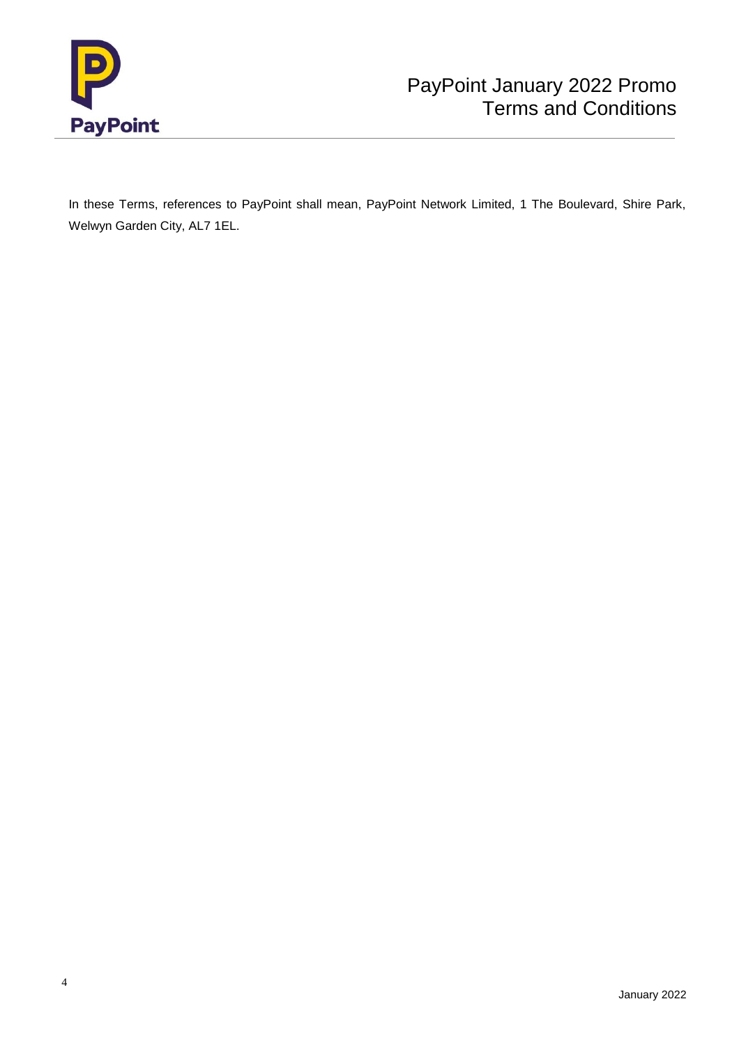In these Terms, references to PayPoint shall mean, PayPoint Network Limited, 1 The Boulevard, Shire Park, Welwyn Garden City, AL7 1EL.